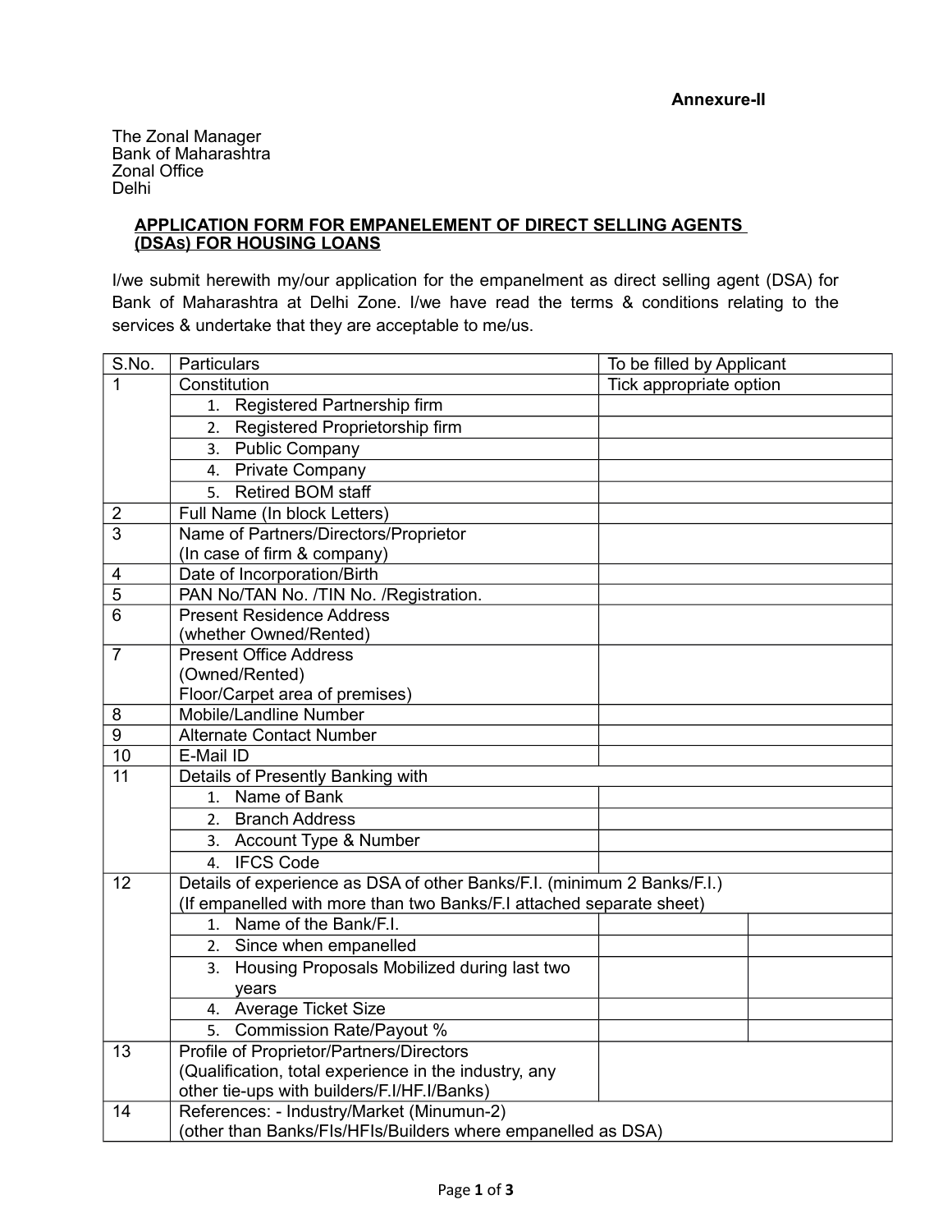**Annexure-II**

The Zonal Manager
Bank of Maharashtra
Zonal Office
Delhi

**APPLICATION FORM FOR EMPANELEMENT OF DIRECT SELLING AGENTS (DSAs) FOR HOUSING LOANS**

I/we submit herewith my/our application for the empanelment as direct selling agent (DSA) for Bank of Maharashtra at Delhi Zone. I/we have read the terms & conditions relating to the services & undertake that they are acceptable to me/us.

| S.No. | Particulars | To be filled by Applicant | |
|---|---|---|---|
| 1 | Constitution | Tick appropriate option | |
| | 1. Registered Partnership firm | | |
| | 2. Registered Proprietorship firm | | |
| | 3. Public Company | | |
| | 4. Private Company | | |
| | 5. Retired BOM staff | | |
| 2 | Full Name (In block Letters) | | |
| 3 | Name of Partners/Directors/Proprietor (In case of firm & company) | | |
| 4 | Date of Incorporation/Birth | | |
| 5 | PAN No/TAN No. /TIN No. /Registration. | | |
| 6 | Present Residence Address (whether Owned/Rented) | | |
| 7 | Present Office Address (Owned/Rented) Floor/Carpet area of premises) | | |
| 8 | Mobile/Landline Number | | |
| 9 | Alternate Contact Number | | |
| 10 | E-Mail ID | | |
| 11 | Details of Presently Banking with | | |
| | 1. Name of Bank | | |
| | 2. Branch Address | | |
| | 3. Account Type & Number | | |
| | 4. IFCS Code | | |
| 12 | Details of experience as DSA of other Banks/F.I. (minimum 2 Banks/F.I.) (If empanelled with more than two Banks/F.I attached separate sheet) | | |
| | 1. Name of the Bank/F.I. | | |
| | 2. Since when empanelled | | |
| | 3. Housing Proposals Mobilized during last two years | | |
| | 4. Average Ticket Size | | |
| | 5. Commission Rate/Payout % | | |
| 13 | Profile of Proprietor/Partners/Directors (Qualification, total experience in the industry, any other tie-ups with builders/F.I/HF.I/Banks) | | |
| 14 | References: - Industry/Market (Minumun-2) (other than Banks/FIs/HFIs/Builders where empanelled as DSA) | | |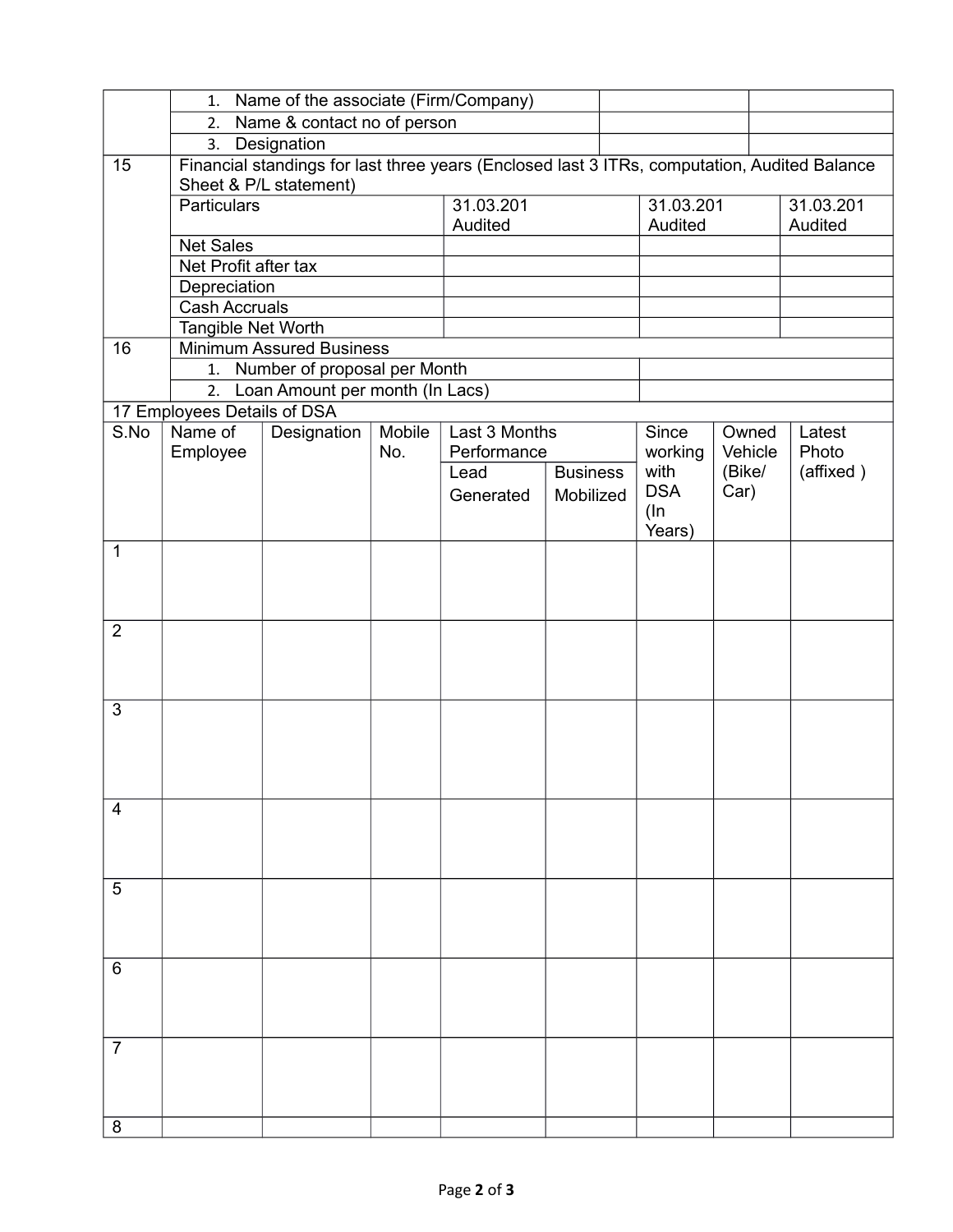| | | | |
|---|---|---|---|
| | 1. Name of the associate (Firm/Company) | | |
| | 2. Name & contact no of person | | |
| | 3. Designation | | |
| 15 | Financial standings for last three years (Enclosed last 3 ITRs, computation, Audited Balance Sheet & P/L statement) | | |

| | Particulars | 31.03.201 Audited | 31.03.201 Audited | 31.03.201 Audited |
|---|---|---|---|---|
| 15 | Net Sales | | | |
| | Net Profit after tax | | | |
| | Depreciation | | | |
| | Cash Accruals | | | |
| | Tangible Net Worth | | | |

| | | |
|---|---|---|
| 16 | Minimum Assured Business | |
| | 1. Number of proposal per Month | |
| | 2. Loan Amount per month (In Lacs) | |

17 Employees Details of DSA

| S.No | Name of Employee | Designation | Mobile No. | Last 3 Months Performance | | Since working with DSA (In Years) | Owned Vehicle (Bike/ Car) | Latest Photo (affixed ) |
|---|---|---|---|---|---|---|---|---|
| | | | | Lead Generated | Business Mobilized | | | |
| 1 | | | | | | | | |
| 2 | | | | | | | | |
| 3 | | | | | | | | |
| 4 | | | | | | | | |
| 5 | | | | | | | | |
| 6 | | | | | | | | |
| 7 | | | | | | | | |
| 8 | | | | | | | | |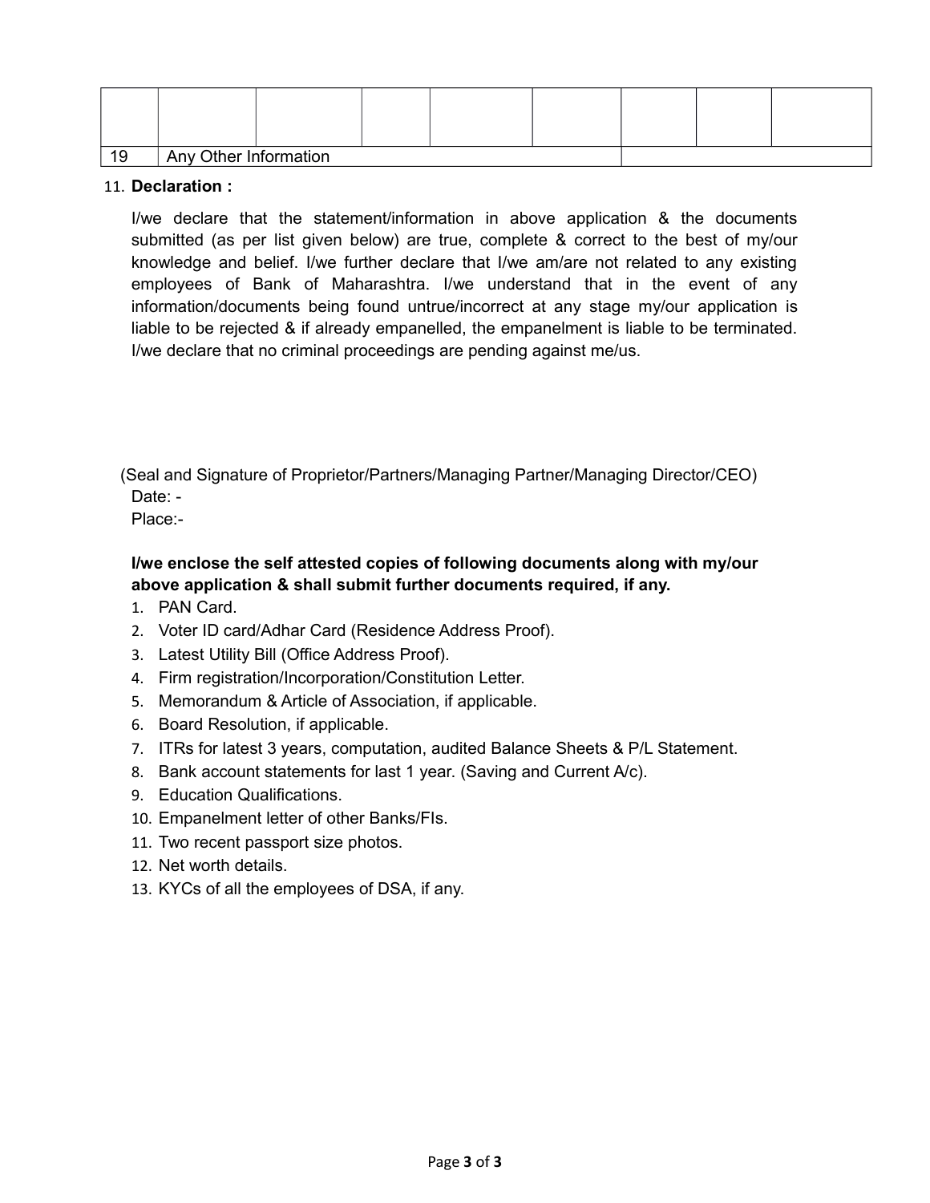| | | | | | | | | |
|---|---|---|---|---|---|---|---|---|
| | | | | | | | | |
| 19 | Any Other Information | | | | | | | |

11. **Declaration :**

I/we declare that the statement/information in above application & the documents submitted (as per list given below) are true, complete & correct to the best of my/our knowledge and belief. I/we further declare that I/we am/are not related to any existing employees of Bank of Maharashtra. I/we understand that in the event of any information/documents being found untrue/incorrect at any stage my/our application is liable to be rejected & if already empanelled, the empanelment is liable to be terminated. I/we declare that no criminal proceedings are pending against me/us.

(Seal and Signature of Proprietor/Partners/Managing Partner/Managing Director/CEO)

Date: -

Place:-

**I/we enclose the self attested copies of following documents along with my/our above application & shall submit further documents required, if any.**

1. PAN Card.
2. Voter ID card/Adhar Card (Residence Address Proof).
3. Latest Utility Bill (Office Address Proof).
4. Firm registration/Incorporation/Constitution Letter.
5. Memorandum & Article of Association, if applicable.
6. Board Resolution, if applicable.
7. ITRs for latest 3 years, computation, audited Balance Sheets & P/L Statement.
8. Bank account statements for last 1 year. (Saving and Current A/c).
9. Education Qualifications.
10. Empanelment letter of other Banks/FIs.
11. Two recent passport size photos.
12. Net worth details.
13. KYCs of all the employees of DSA, if any.